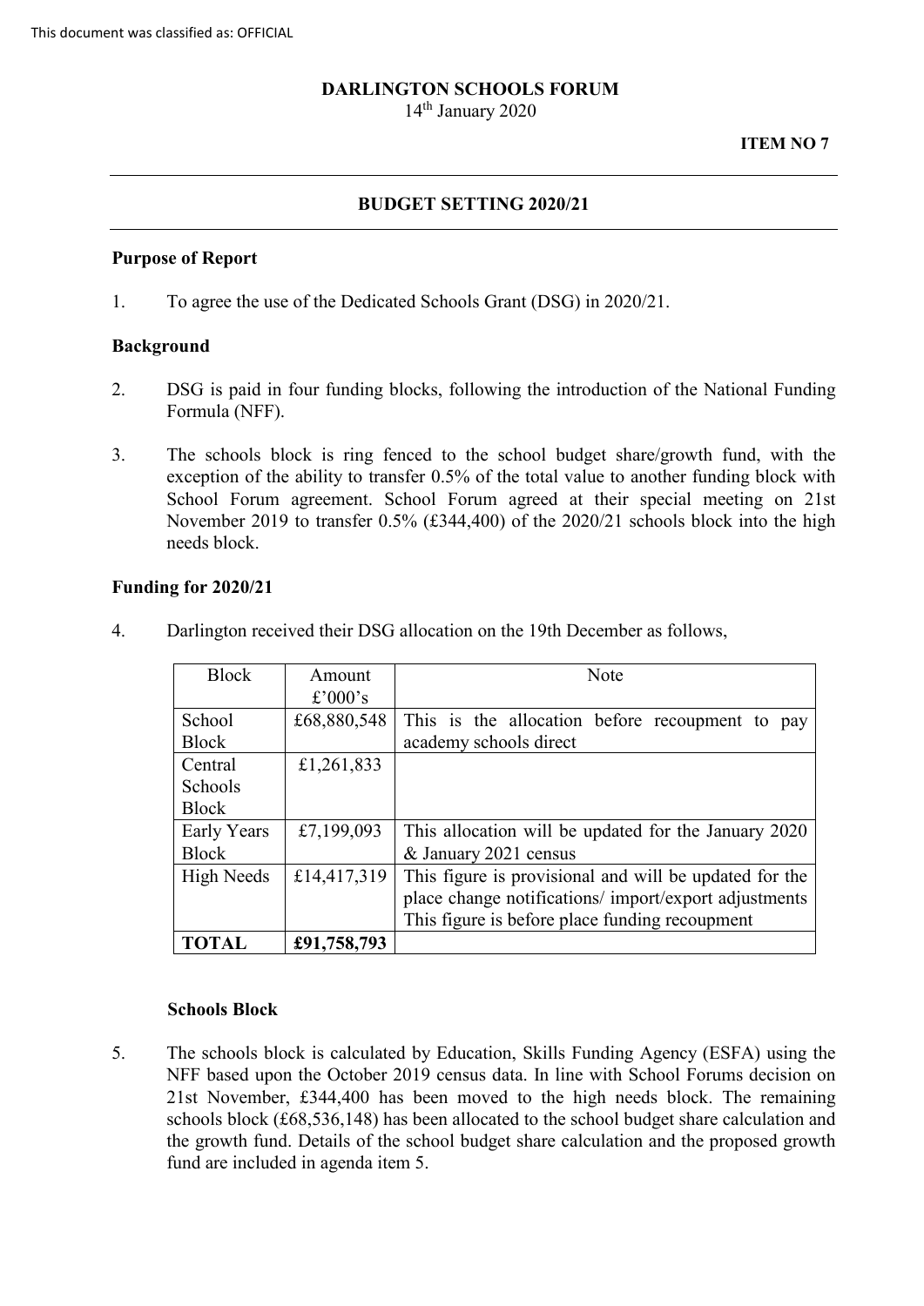**DARLINGTON SCHOOLS FORUM**
14th January 2020

**ITEM NO 7**

## BUDGET SETTING 2020/21

### Purpose of Report

1. To agree the use of the Dedicated Schools Grant (DSG) in 2020/21.

### Background

2. DSG is paid in four funding blocks, following the introduction of the National Funding Formula (NFF).

3. The schools block is ring fenced to the school budget share/growth fund, with the exception of the ability to transfer 0.5% of the total value to another funding block with School Forum agreement. School Forum agreed at their special meeting on 21st November 2019 to transfer 0.5% (£344,400) of the 2020/21 schools block into the high needs block.

### Funding for 2020/21

4. Darlington received their DSG allocation on the 19th December as follows,

| Block | Amount £'000's | Note |
|---|---|---|
| School Block | £68,880,548 | This is the allocation before recoupment to pay academy schools direct |
| Central Schools Block | £1,261,833 | |
| Early Years Block | £7,199,093 | This allocation will be updated for the January 2020 & January 2021 census |
| High Needs | £14,417,319 | This figure is provisional and will be updated for the place change notifications/ import/export adjustments This figure is before place funding recoupment |
| **TOTAL** | **£91,758,793** | |

### Schools Block

5. The schools block is calculated by Education, Skills Funding Agency (ESFA) using the NFF based upon the October 2019 census data. In line with School Forums decision on 21st November, £344,400 has been moved to the high needs block. The remaining schools block (£68,536,148) has been allocated to the school budget share calculation and the growth fund. Details of the school budget share calculation and the proposed growth fund are included in agenda item 5.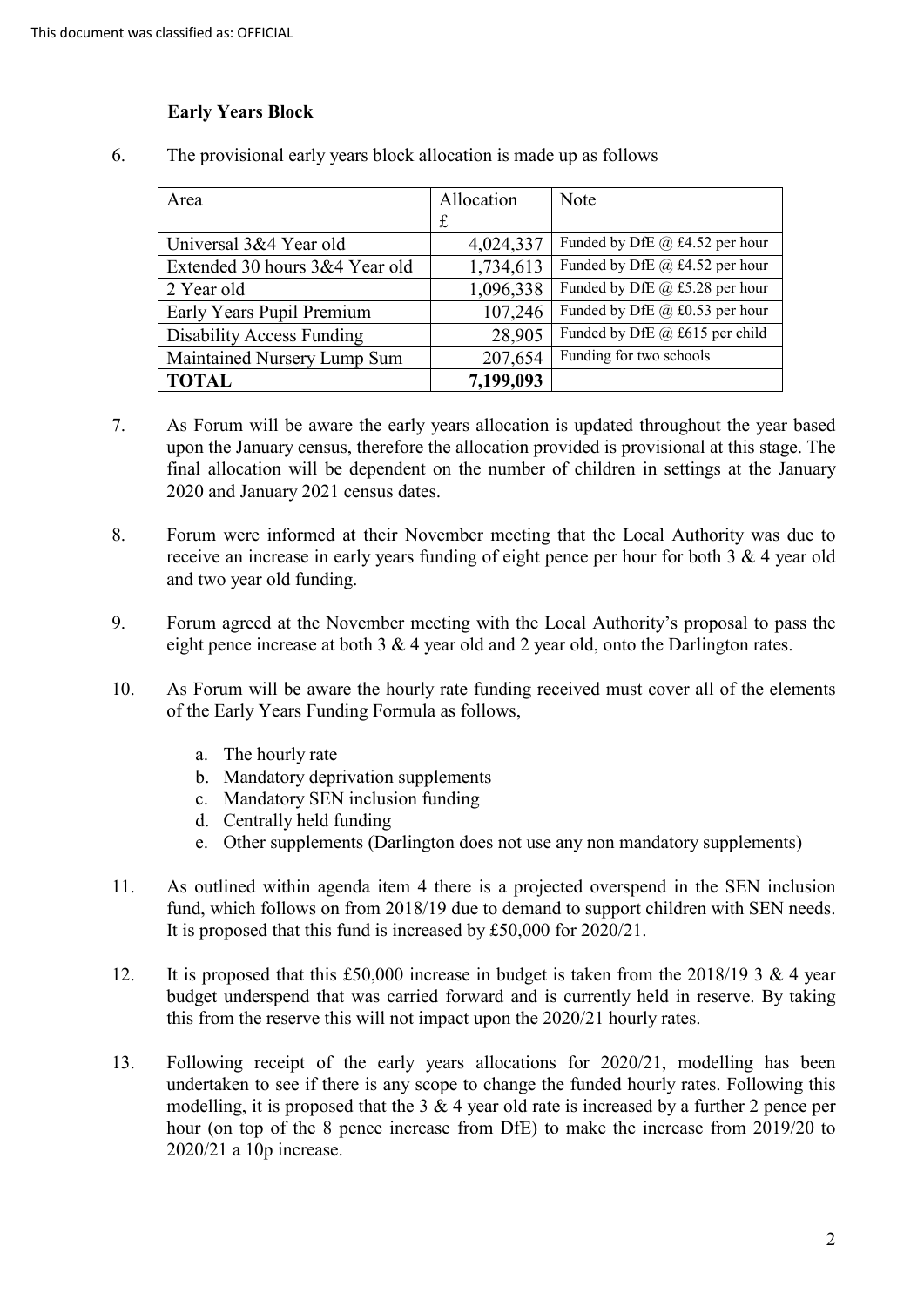### Early Years Block

6. The provisional early years block allocation is made up as follows

| Area | Allocation £ | Note |
|---|---|---|
| Universal 3&4 Year old | 4,024,337 | Funded by DfE @ £4.52 per hour |
| Extended 30 hours 3&4 Year old | 1,734,613 | Funded by DfE @ £4.52 per hour |
| 2 Year old | 1,096,338 | Funded by DfE @ £5.28 per hour |
| Early Years Pupil Premium | 107,246 | Funded by DfE @ £0.53 per hour |
| Disability Access Funding | 28,905 | Funded by DfE @ £615 per child |
| Maintained Nursery Lump Sum | 207,654 | Funding for two schools |
| **TOTAL** | **7,199,093** | |

7. As Forum will be aware the early years allocation is updated throughout the year based upon the January census, therefore the allocation provided is provisional at this stage. The final allocation will be dependent on the number of children in settings at the January 2020 and January 2021 census dates.

8. Forum were informed at their November meeting that the Local Authority was due to receive an increase in early years funding of eight pence per hour for both 3 & 4 year old and two year old funding.

9. Forum agreed at the November meeting with the Local Authority's proposal to pass the eight pence increase at both 3 & 4 year old and 2 year old, onto the Darlington rates.

10. As Forum will be aware the hourly rate funding received must cover all of the elements of the Early Years Funding Formula as follows,

    a. The hourly rate
    b. Mandatory deprivation supplements
    c. Mandatory SEN inclusion funding
    d. Centrally held funding
    e. Other supplements (Darlington does not use any non mandatory supplements)

11. As outlined within agenda item 4 there is a projected overspend in the SEN inclusion fund, which follows on from 2018/19 due to demand to support children with SEN needs. It is proposed that this fund is increased by £50,000 for 2020/21.

12. It is proposed that this £50,000 increase in budget is taken from the 2018/19 3 & 4 year budget underspend that was carried forward and is currently held in reserve. By taking this from the reserve this will not impact upon the 2020/21 hourly rates.

13. Following receipt of the early years allocations for 2020/21, modelling has been undertaken to see if there is any scope to change the funded hourly rates. Following this modelling, it is proposed that the 3 & 4 year old rate is increased by a further 2 pence per hour (on top of the 8 pence increase from DfE) to make the increase from 2019/20 to 2020/21 a 10p increase.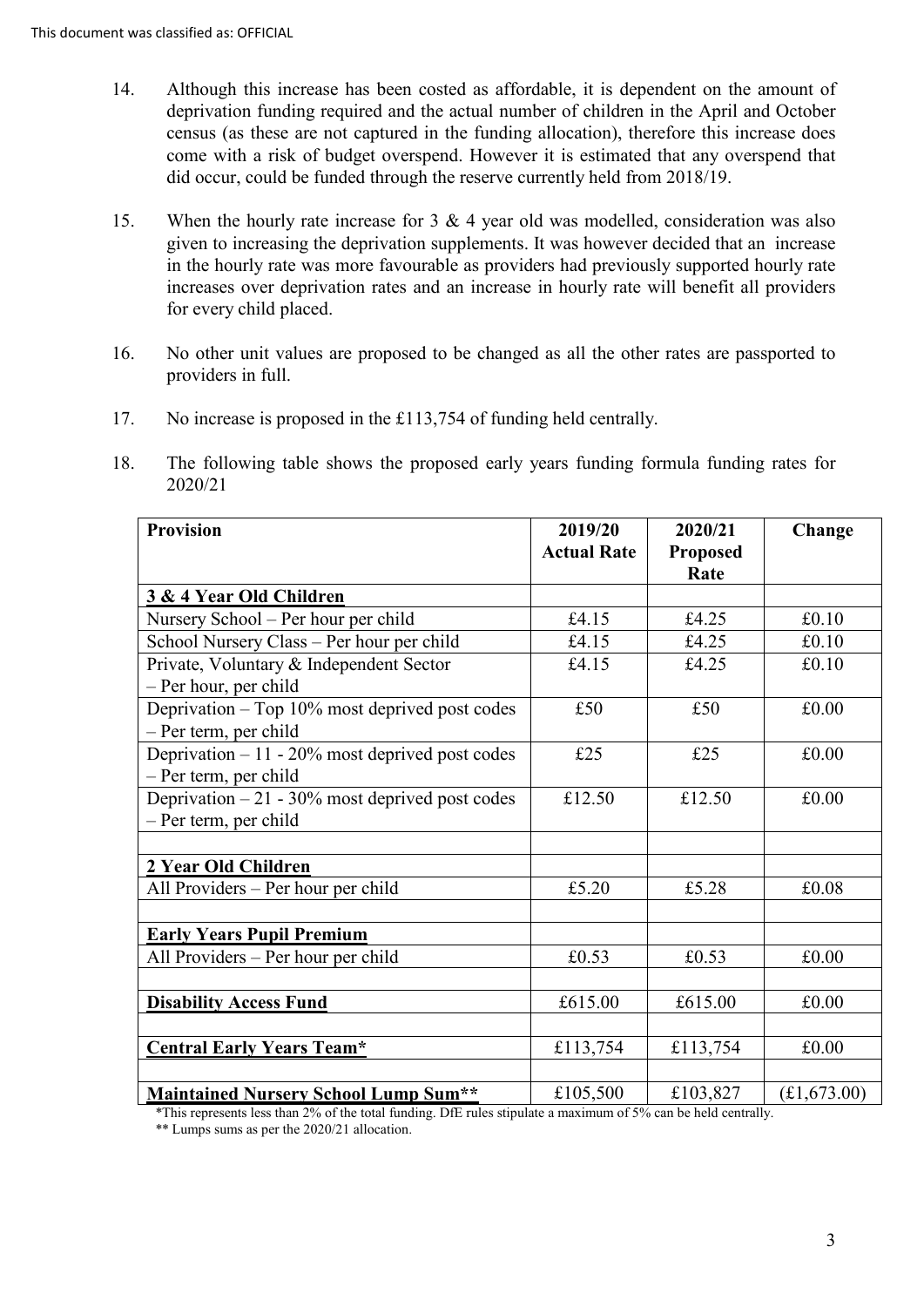14. Although this increase has been costed as affordable, it is dependent on the amount of deprivation funding required and the actual number of children in the April and October census (as these are not captured in the funding allocation), therefore this increase does come with a risk of budget overspend. However it is estimated that any overspend that did occur, could be funded through the reserve currently held from 2018/19.

15. When the hourly rate increase for 3 & 4 year old was modelled, consideration was also given to increasing the deprivation supplements. It was however decided that an increase in the hourly rate was more favourable as providers had previously supported hourly rate increases over deprivation rates and an increase in hourly rate will benefit all providers for every child placed.

16. No other unit values are proposed to be changed as all the other rates are passported to providers in full.

17. No increase is proposed in the £113,754 of funding held centrally.

18. The following table shows the proposed early years funding formula funding rates for 2020/21

| Provision | 2019/20 Actual Rate | 2020/21 Proposed Rate | Change |
|---|---|---|---|
| **3 & 4 Year Old Children** | | | |
| Nursery School – Per hour per child | £4.15 | £4.25 | £0.10 |
| School Nursery Class – Per hour per child | £4.15 | £4.25 | £0.10 |
| Private, Voluntary & Independent Sector – Per hour, per child | £4.15 | £4.25 | £0.10 |
| Deprivation – Top 10% most deprived post codes – Per term, per child | £50 | £50 | £0.00 |
| Deprivation – 11 - 20% most deprived post codes – Per term, per child | £25 | £25 | £0.00 |
| Deprivation – 21 - 30% most deprived post codes – Per term, per child | £12.50 | £12.50 | £0.00 |
| | | | |
| **2 Year Old Children** | | | |
| All Providers – Per hour per child | £5.20 | £5.28 | £0.08 |
| | | | |
| **Early Years Pupil Premium** | | | |
| All Providers – Per hour per child | £0.53 | £0.53 | £0.00 |
| | | | |
| **Disability Access Fund** | £615.00 | £615.00 | £0.00 |
| | | | |
| **Central Early Years Team*** | £113,754 | £113,754 | £0.00 |
| | | | |
| **Maintained Nursery School Lump Sum**** | £105,500 | £103,827 | (£1,673.00) |

*This represents less than 2% of the total funding. DfE rules stipulate a maximum of 5% can be held centrally.

** Lumps sums as per the 2020/21 allocation.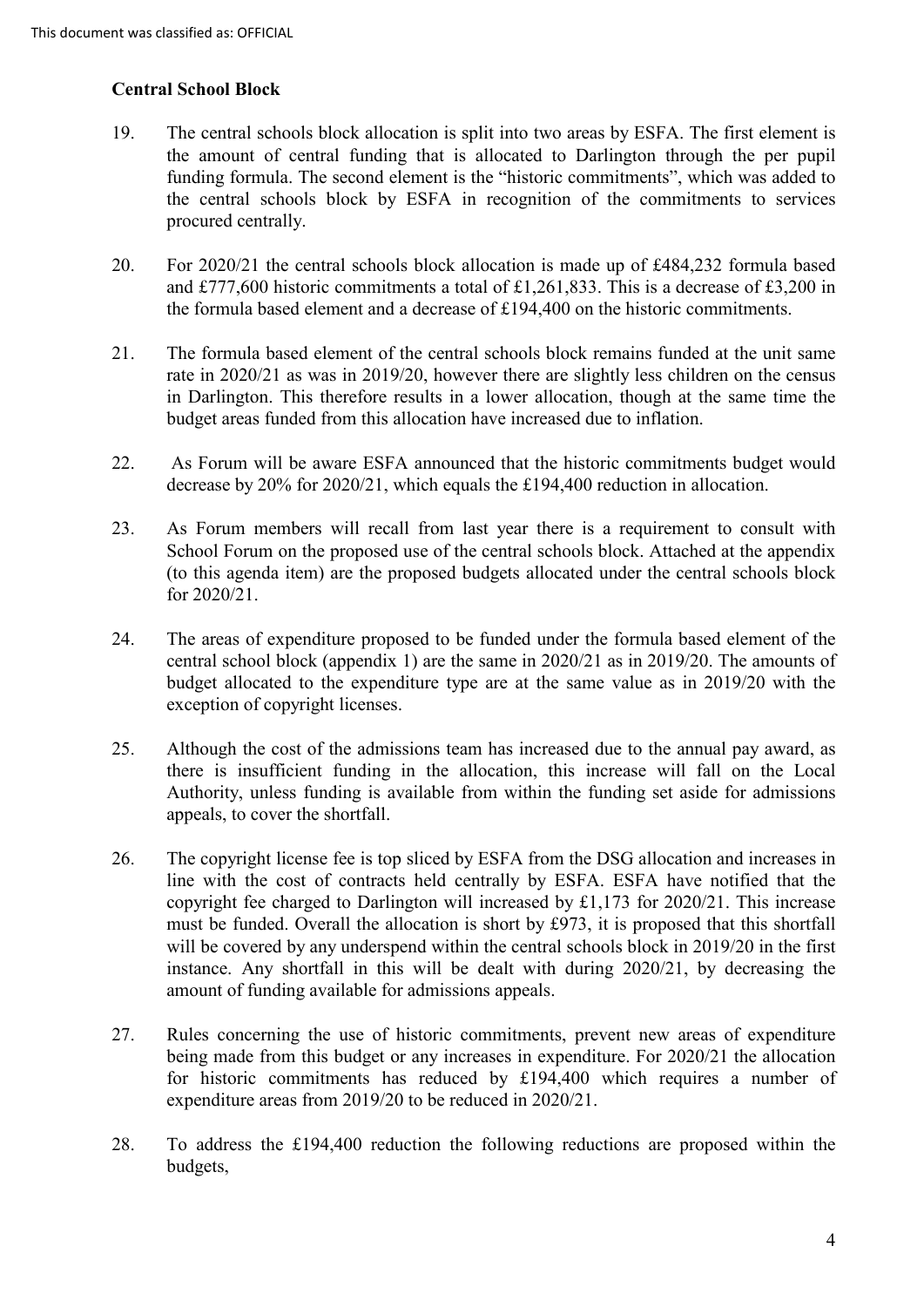**Central School Block**

19. The central schools block allocation is split into two areas by ESFA. The first element is the amount of central funding that is allocated to Darlington through the per pupil funding formula. The second element is the "historic commitments", which was added to the central schools block by ESFA in recognition of the commitments to services procured centrally.

20. For 2020/21 the central schools block allocation is made up of £484,232 formula based and £777,600 historic commitments a total of £1,261,833. This is a decrease of £3,200 in the formula based element and a decrease of £194,400 on the historic commitments.

21. The formula based element of the central schools block remains funded at the unit same rate in 2020/21 as was in 2019/20, however there are slightly less children on the census in Darlington. This therefore results in a lower allocation, though at the same time the budget areas funded from this allocation have increased due to inflation.

22. As Forum will be aware ESFA announced that the historic commitments budget would decrease by 20% for 2020/21, which equals the £194,400 reduction in allocation.

23. As Forum members will recall from last year there is a requirement to consult with School Forum on the proposed use of the central schools block. Attached at the appendix (to this agenda item) are the proposed budgets allocated under the central schools block for 2020/21.

24. The areas of expenditure proposed to be funded under the formula based element of the central school block (appendix 1) are the same in 2020/21 as in 2019/20. The amounts of budget allocated to the expenditure type are at the same value as in 2019/20 with the exception of copyright licenses.

25. Although the cost of the admissions team has increased due to the annual pay award, as there is insufficient funding in the allocation, this increase will fall on the Local Authority, unless funding is available from within the funding set aside for admissions appeals, to cover the shortfall.

26. The copyright license fee is top sliced by ESFA from the DSG allocation and increases in line with the cost of contracts held centrally by ESFA. ESFA have notified that the copyright fee charged to Darlington will increased by £1,173 for 2020/21. This increase must be funded. Overall the allocation is short by £973, it is proposed that this shortfall will be covered by any underspend within the central schools block in 2019/20 in the first instance. Any shortfall in this will be dealt with during 2020/21, by decreasing the amount of funding available for admissions appeals.

27. Rules concerning the use of historic commitments, prevent new areas of expenditure being made from this budget or any increases in expenditure. For 2020/21 the allocation for historic commitments has reduced by £194,400 which requires a number of expenditure areas from 2019/20 to be reduced in 2020/21.

28. To address the £194,400 reduction the following reductions are proposed within the budgets,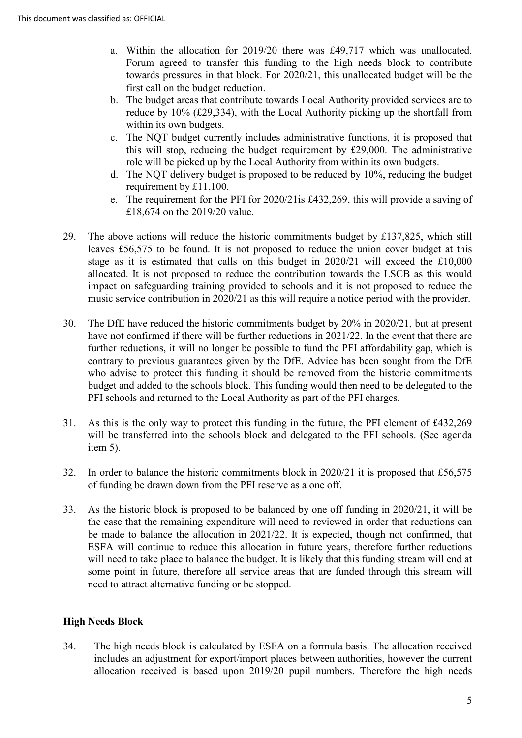a. Within the allocation for 2019/20 there was £49,717 which was unallocated. Forum agreed to transfer this funding to the high needs block to contribute towards pressures in that block. For 2020/21, this unallocated budget will be the first call on the budget reduction.
b. The budget areas that contribute towards Local Authority provided services are to reduce by 10% (£29,334), with the Local Authority picking up the shortfall from within its own budgets.
c. The NQT budget currently includes administrative functions, it is proposed that this will stop, reducing the budget requirement by £29,000. The administrative role will be picked up by the Local Authority from within its own budgets.
d. The NQT delivery budget is proposed to be reduced by 10%, reducing the budget requirement by £11,100.
e. The requirement for the PFI for 2020/21is £432,269, this will provide a saving of £18,674 on the 2019/20 value.

29. The above actions will reduce the historic commitments budget by £137,825, which still leaves £56,575 to be found. It is not proposed to reduce the union cover budget at this stage as it is estimated that calls on this budget in 2020/21 will exceed the £10,000 allocated. It is not proposed to reduce the contribution towards the LSCB as this would impact on safeguarding training provided to schools and it is not proposed to reduce the music service contribution in 2020/21 as this will require a notice period with the provider.

30. The DfE have reduced the historic commitments budget by 20% in 2020/21, but at present have not confirmed if there will be further reductions in 2021/22. In the event that there are further reductions, it will no longer be possible to fund the PFI affordability gap, which is contrary to previous guarantees given by the DfE. Advice has been sought from the DfE who advise to protect this funding it should be removed from the historic commitments budget and added to the schools block. This funding would then need to be delegated to the PFI schools and returned to the Local Authority as part of the PFI charges.

31. As this is the only way to protect this funding in the future, the PFI element of £432,269 will be transferred into the schools block and delegated to the PFI schools. (See agenda item 5).

32. In order to balance the historic commitments block in 2020/21 it is proposed that £56,575 of funding be drawn down from the PFI reserve as a one off.

33. As the historic block is proposed to be balanced by one off funding in 2020/21, it will be the case that the remaining expenditure will need to reviewed in order that reductions can be made to balance the allocation in 2021/22. It is expected, though not confirmed, that ESFA will continue to reduce this allocation in future years, therefore further reductions will need to take place to balance the budget. It is likely that this funding stream will end at some point in future, therefore all service areas that are funded through this stream will need to attract alternative funding or be stopped.

**High Needs Block**

34. The high needs block is calculated by ESFA on a formula basis. The allocation received includes an adjustment for export/import places between authorities, however the current allocation received is based upon 2019/20 pupil numbers. Therefore the high needs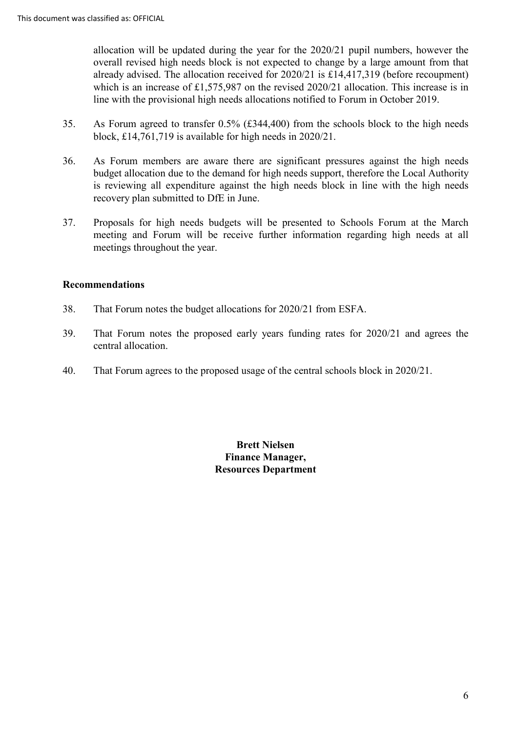allocation will be updated during the year for the 2020/21 pupil numbers, however the overall revised high needs block is not expected to change by a large amount from that already advised. The allocation received for 2020/21 is £14,417,319 (before recoupment) which is an increase of £1,575,987 on the revised 2020/21 allocation. This increase is in line with the provisional high needs allocations notified to Forum in October 2019.

35. As Forum agreed to transfer 0.5% (£344,400) from the schools block to the high needs block, £14,761,719 is available for high needs in 2020/21.

36. As Forum members are aware there are significant pressures against the high needs budget allocation due to the demand for high needs support, therefore the Local Authority is reviewing all expenditure against the high needs block in line with the high needs recovery plan submitted to DfE in June.

37. Proposals for high needs budgets will be presented to Schools Forum at the March meeting and Forum will be receive further information regarding high needs at all meetings throughout the year.

**Recommendations**

38. That Forum notes the budget allocations for 2020/21 from ESFA.

39. That Forum notes the proposed early years funding rates for 2020/21 and agrees the central allocation.

40. That Forum agrees to the proposed usage of the central schools block in 2020/21.

**Brett Nielsen**
**Finance Manager,**
**Resources Department**